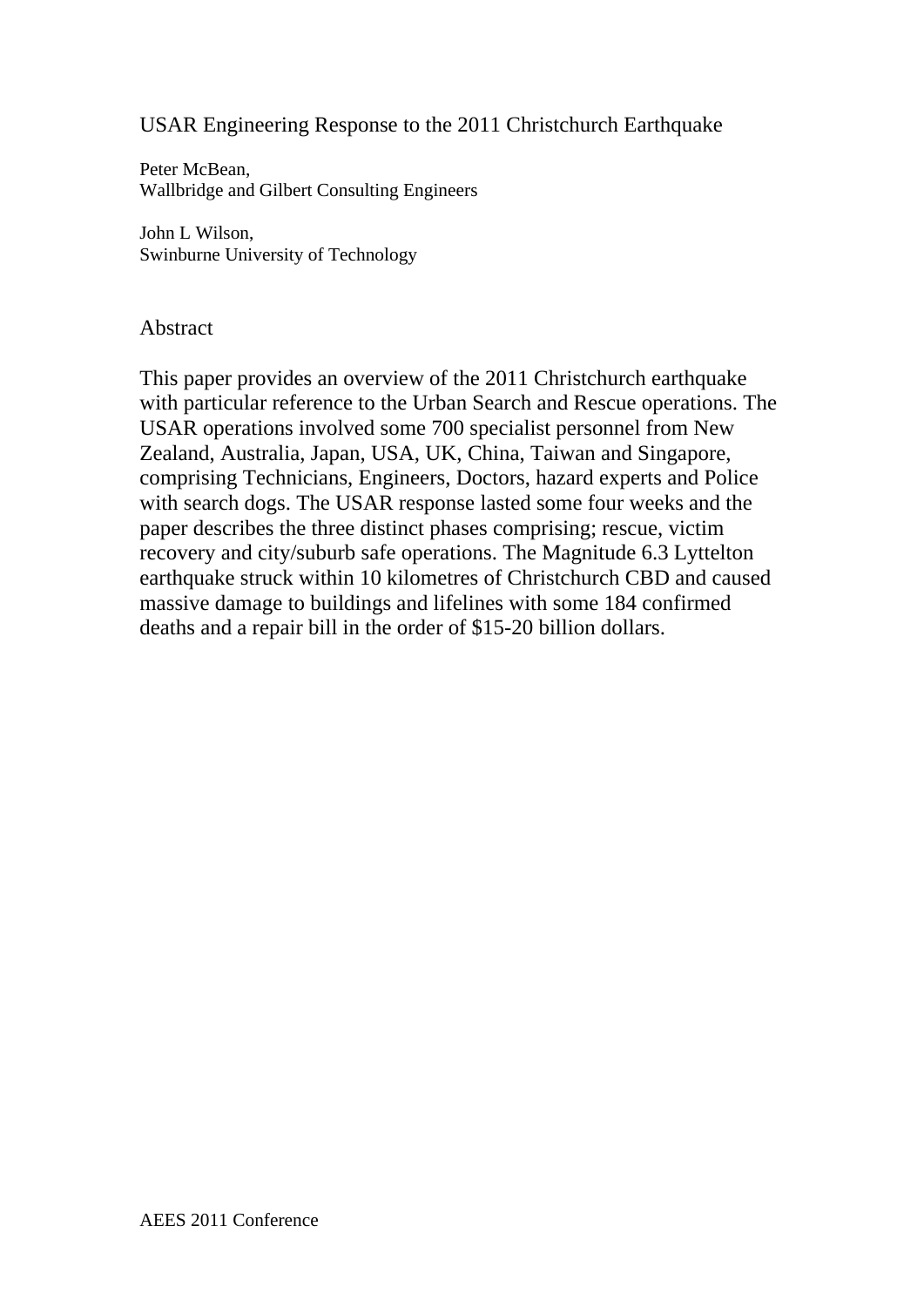# USAR Engineering Response to the 2011 Christchurch Earthquake

Peter McBean,
Wallbridge and Gilbert Consulting Engineers

John L Wilson,
Swinburne University of Technology

## Abstract

This paper provides an overview of the 2011 Christchurch earthquake with particular reference to the Urban Search and Rescue operations. The USAR operations involved some 700 specialist personnel from New Zealand, Australia, Japan, USA, UK, China, Taiwan and Singapore, comprising Technicians, Engineers, Doctors, hazard experts and Police with search dogs. The USAR response lasted some four weeks and the paper describes the three distinct phases comprising; rescue, victim recovery and city/suburb safe operations. The Magnitude 6.3 Lyttelton earthquake struck within 10 kilometres of Christchurch CBD and caused massive damage to buildings and lifelines with some 184 confirmed deaths and a repair bill in the order of $15-20 billion dollars.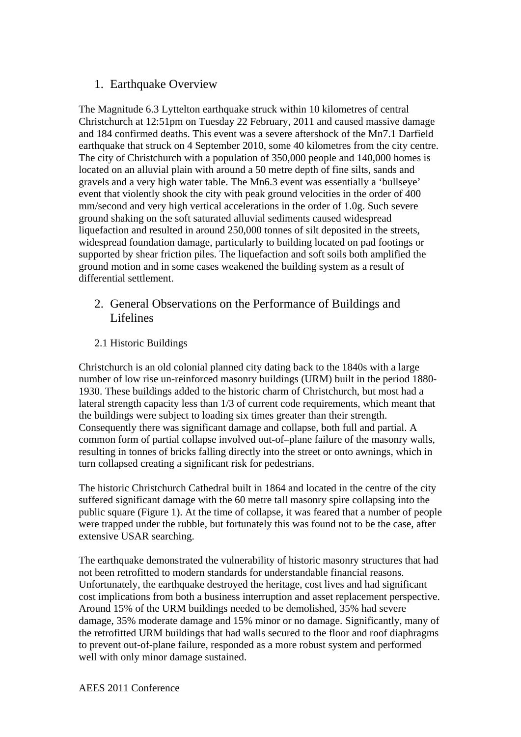## 1. Earthquake Overview

The Magnitude 6.3 Lyttelton earthquake struck within 10 kilometres of central Christchurch at 12:51pm on Tuesday 22 February, 2011 and caused massive damage and 184 confirmed deaths. This event was a severe aftershock of the Mn7.1 Darfield earthquake that struck on 4 September 2010, some 40 kilometres from the city centre. The city of Christchurch with a population of 350,000 people and 140,000 homes is located on an alluvial plain with around a 50 metre depth of fine silts, sands and gravels and a very high water table. The Mn6.3 event was essentially a 'bullseye' event that violently shook the city with peak ground velocities in the order of 400 mm/second and very high vertical accelerations in the order of 1.0g. Such severe ground shaking on the soft saturated alluvial sediments caused widespread liquefaction and resulted in around 250,000 tonnes of silt deposited in the streets, widespread foundation damage, particularly to building located on pad footings or supported by shear friction piles. The liquefaction and soft soils both amplified the ground motion and in some cases weakened the building system as a result of differential settlement.

## 2. General Observations on the Performance of Buildings and Lifelines

### 2.1 Historic Buildings

Christchurch is an old colonial planned city dating back to the 1840s with a large number of low rise un-reinforced masonry buildings (URM) built in the period 1880-1930. These buildings added to the historic charm of Christchurch, but most had a lateral strength capacity less than 1/3 of current code requirements, which meant that the buildings were subject to loading six times greater than their strength. Consequently there was significant damage and collapse, both full and partial. A common form of partial collapse involved out-of–plane failure of the masonry walls, resulting in tonnes of bricks falling directly into the street or onto awnings, which in turn collapsed creating a significant risk for pedestrians.

The historic Christchurch Cathedral built in 1864 and located in the centre of the city suffered significant damage with the 60 metre tall masonry spire collapsing into the public square (Figure 1). At the time of collapse, it was feared that a number of people were trapped under the rubble, but fortunately this was found not to be the case, after extensive USAR searching.

The earthquake demonstrated the vulnerability of historic masonry structures that had not been retrofitted to modern standards for understandable financial reasons. Unfortunately, the earthquake destroyed the heritage, cost lives and had significant cost implications from both a business interruption and asset replacement perspective. Around 15% of the URM buildings needed to be demolished, 35% had severe damage, 35% moderate damage and 15% minor or no damage. Significantly, many of the retrofitted URM buildings that had walls secured to the floor and roof diaphragms to prevent out-of-plane failure, responded as a more robust system and performed well with only minor damage sustained.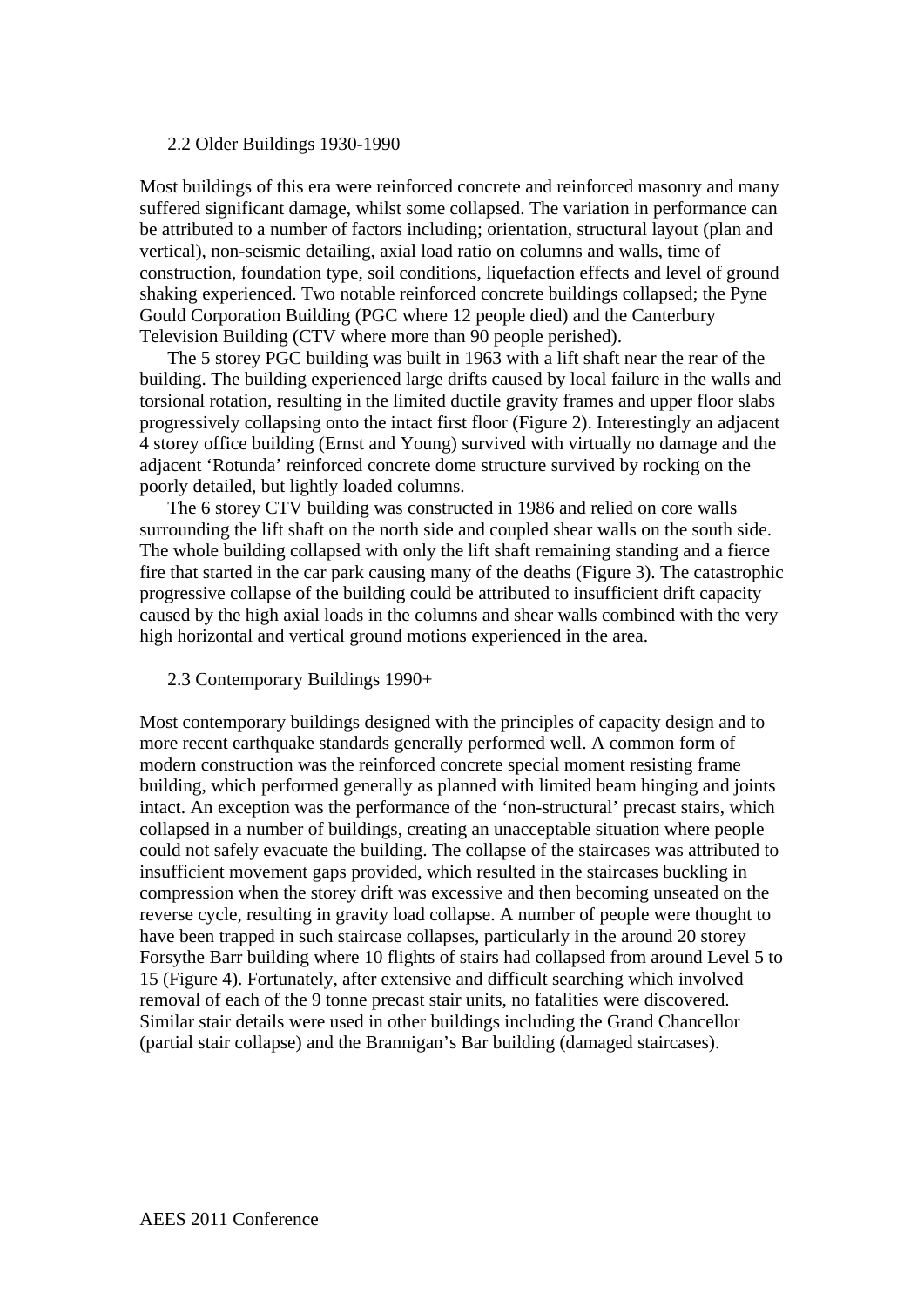### 2.2 Older Buildings 1930-1990

Most buildings of this era were reinforced concrete and reinforced masonry and many suffered significant damage, whilst some collapsed. The variation in performance can be attributed to a number of factors including; orientation, structural layout (plan and vertical), non-seismic detailing, axial load ratio on columns and walls, time of construction, foundation type, soil conditions, liquefaction effects and level of ground shaking experienced. Two notable reinforced concrete buildings collapsed; the Pyne Gould Corporation Building (PGC where 12 people died) and the Canterbury Television Building (CTV where more than 90 people perished).

The 5 storey PGC building was built in 1963 with a lift shaft near the rear of the building. The building experienced large drifts caused by local failure in the walls and torsional rotation, resulting in the limited ductile gravity frames and upper floor slabs progressively collapsing onto the intact first floor (Figure 2). Interestingly an adjacent 4 storey office building (Ernst and Young) survived with virtually no damage and the adjacent 'Rotunda' reinforced concrete dome structure survived by rocking on the poorly detailed, but lightly loaded columns.

The 6 storey CTV building was constructed in 1986 and relied on core walls surrounding the lift shaft on the north side and coupled shear walls on the south side. The whole building collapsed with only the lift shaft remaining standing and a fierce fire that started in the car park causing many of the deaths (Figure 3). The catastrophic progressive collapse of the building could be attributed to insufficient drift capacity caused by the high axial loads in the columns and shear walls combined with the very high horizontal and vertical ground motions experienced in the area.

### 2.3 Contemporary Buildings 1990+

Most contemporary buildings designed with the principles of capacity design and to more recent earthquake standards generally performed well. A common form of modern construction was the reinforced concrete special moment resisting frame building, which performed generally as planned with limited beam hinging and joints intact. An exception was the performance of the 'non-structural' precast stairs, which collapsed in a number of buildings, creating an unacceptable situation where people could not safely evacuate the building. The collapse of the staircases was attributed to insufficient movement gaps provided, which resulted in the staircases buckling in compression when the storey drift was excessive and then becoming unseated on the reverse cycle, resulting in gravity load collapse. A number of people were thought to have been trapped in such staircase collapses, particularly in the around 20 storey Forsythe Barr building where 10 flights of stairs had collapsed from around Level 5 to 15 (Figure 4). Fortunately, after extensive and difficult searching which involved removal of each of the 9 tonne precast stair units, no fatalities were discovered. Similar stair details were used in other buildings including the Grand Chancellor (partial stair collapse) and the Brannigan's Bar building (damaged staircases).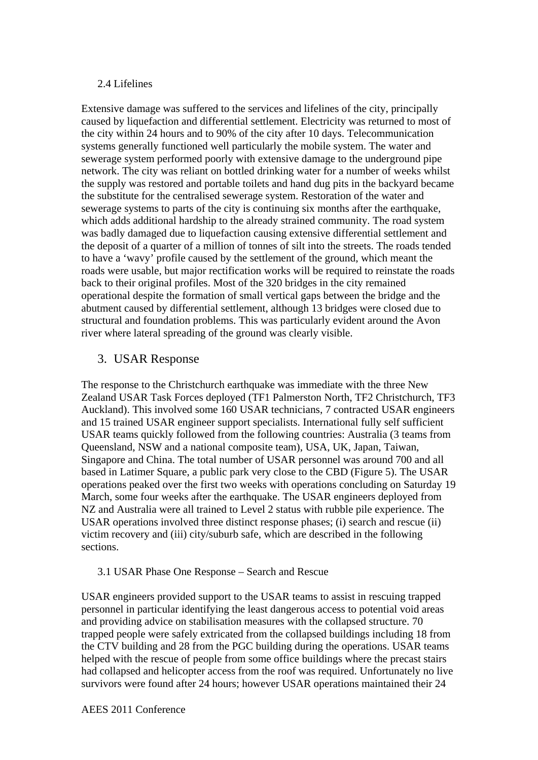### 2.4 Lifelines

Extensive damage was suffered to the services and lifelines of the city, principally caused by liquefaction and differential settlement. Electricity was returned to most of the city within 24 hours and to 90% of the city after 10 days. Telecommunication systems generally functioned well particularly the mobile system. The water and sewerage system performed poorly with extensive damage to the underground pipe network. The city was reliant on bottled drinking water for a number of weeks whilst the supply was restored and portable toilets and hand dug pits in the backyard became the substitute for the centralised sewerage system. Restoration of the water and sewerage systems to parts of the city is continuing six months after the earthquake, which adds additional hardship to the already strained community. The road system was badly damaged due to liquefaction causing extensive differential settlement and the deposit of a quarter of a million of tonnes of silt into the streets. The roads tended to have a 'wavy' profile caused by the settlement of the ground, which meant the roads were usable, but major rectification works will be required to reinstate the roads back to their original profiles. Most of the 320 bridges in the city remained operational despite the formation of small vertical gaps between the bridge and the abutment caused by differential settlement, although 13 bridges were closed due to structural and foundation problems. This was particularly evident around the Avon river where lateral spreading of the ground was clearly visible.

## 3. USAR Response

The response to the Christchurch earthquake was immediate with the three New Zealand USAR Task Forces deployed (TF1 Palmerston North, TF2 Christchurch, TF3 Auckland). This involved some 160 USAR technicians, 7 contracted USAR engineers and 15 trained USAR engineer support specialists. International fully self sufficient USAR teams quickly followed from the following countries: Australia (3 teams from Queensland, NSW and a national composite team), USA, UK, Japan, Taiwan, Singapore and China. The total number of USAR personnel was around 700 and all based in Latimer Square, a public park very close to the CBD (Figure 5). The USAR operations peaked over the first two weeks with operations concluding on Saturday 19 March, some four weeks after the earthquake. The USAR engineers deployed from NZ and Australia were all trained to Level 2 status with rubble pile experience. The USAR operations involved three distinct response phases; (i) search and rescue (ii) victim recovery and (iii) city/suburb safe, which are described in the following sections.

### 3.1 USAR Phase One Response – Search and Rescue

USAR engineers provided support to the USAR teams to assist in rescuing trapped personnel in particular identifying the least dangerous access to potential void areas and providing advice on stabilisation measures with the collapsed structure. 70 trapped people were safely extricated from the collapsed buildings including 18 from the CTV building and 28 from the PGC building during the operations. USAR teams helped with the rescue of people from some office buildings where the precast stairs had collapsed and helicopter access from the roof was required. Unfortunately no live survivors were found after 24 hours; however USAR operations maintained their 24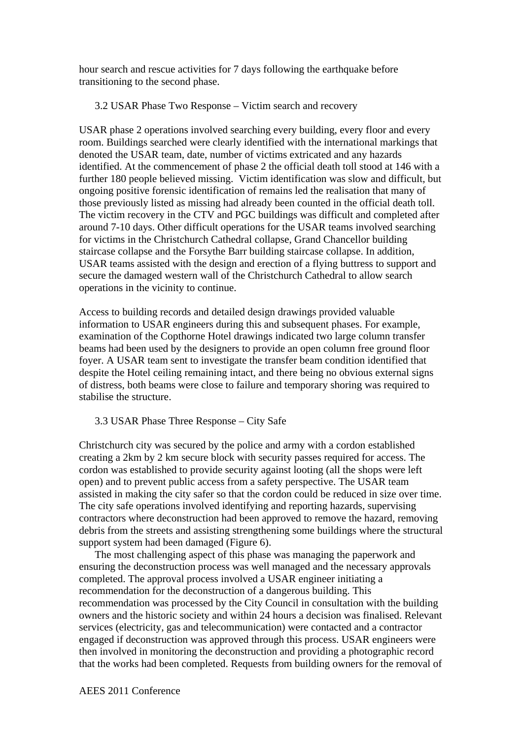hour search and rescue activities for 7 days following the earthquake before transitioning to the second phase.

### 3.2 USAR Phase Two Response – Victim search and recovery

USAR phase 2 operations involved searching every building, every floor and every room. Buildings searched were clearly identified with the international markings that denoted the USAR team, date, number of victims extricated and any hazards identified. At the commencement of phase 2 the official death toll stood at 146 with a further 180 people believed missing. Victim identification was slow and difficult, but ongoing positive forensic identification of remains led the realisation that many of those previously listed as missing had already been counted in the official death toll. The victim recovery in the CTV and PGC buildings was difficult and completed after around 7-10 days. Other difficult operations for the USAR teams involved searching for victims in the Christchurch Cathedral collapse, Grand Chancellor building staircase collapse and the Forsythe Barr building staircase collapse. In addition, USAR teams assisted with the design and erection of a flying buttress to support and secure the damaged western wall of the Christchurch Cathedral to allow search operations in the vicinity to continue.

Access to building records and detailed design drawings provided valuable information to USAR engineers during this and subsequent phases. For example, examination of the Copthorne Hotel drawings indicated two large column transfer beams had been used by the designers to provide an open column free ground floor foyer. A USAR team sent to investigate the transfer beam condition identified that despite the Hotel ceiling remaining intact, and there being no obvious external signs of distress, both beams were close to failure and temporary shoring was required to stabilise the structure.

### 3.3 USAR Phase Three Response – City Safe

Christchurch city was secured by the police and army with a cordon established creating a 2km by 2 km secure block with security passes required for access. The cordon was established to provide security against looting (all the shops were left open) and to prevent public access from a safety perspective. The USAR team assisted in making the city safer so that the cordon could be reduced in size over time. The city safe operations involved identifying and reporting hazards, supervising contractors where deconstruction had been approved to remove the hazard, removing debris from the streets and assisting strengthening some buildings where the structural support system had been damaged (Figure 6).

The most challenging aspect of this phase was managing the paperwork and ensuring the deconstruction process was well managed and the necessary approvals completed. The approval process involved a USAR engineer initiating a recommendation for the deconstruction of a dangerous building. This recommendation was processed by the City Council in consultation with the building owners and the historic society and within 24 hours a decision was finalised. Relevant services (electricity, gas and telecommunication) were contacted and a contractor engaged if deconstruction was approved through this process. USAR engineers were then involved in monitoring the deconstruction and providing a photographic record that the works had been completed. Requests from building owners for the removal of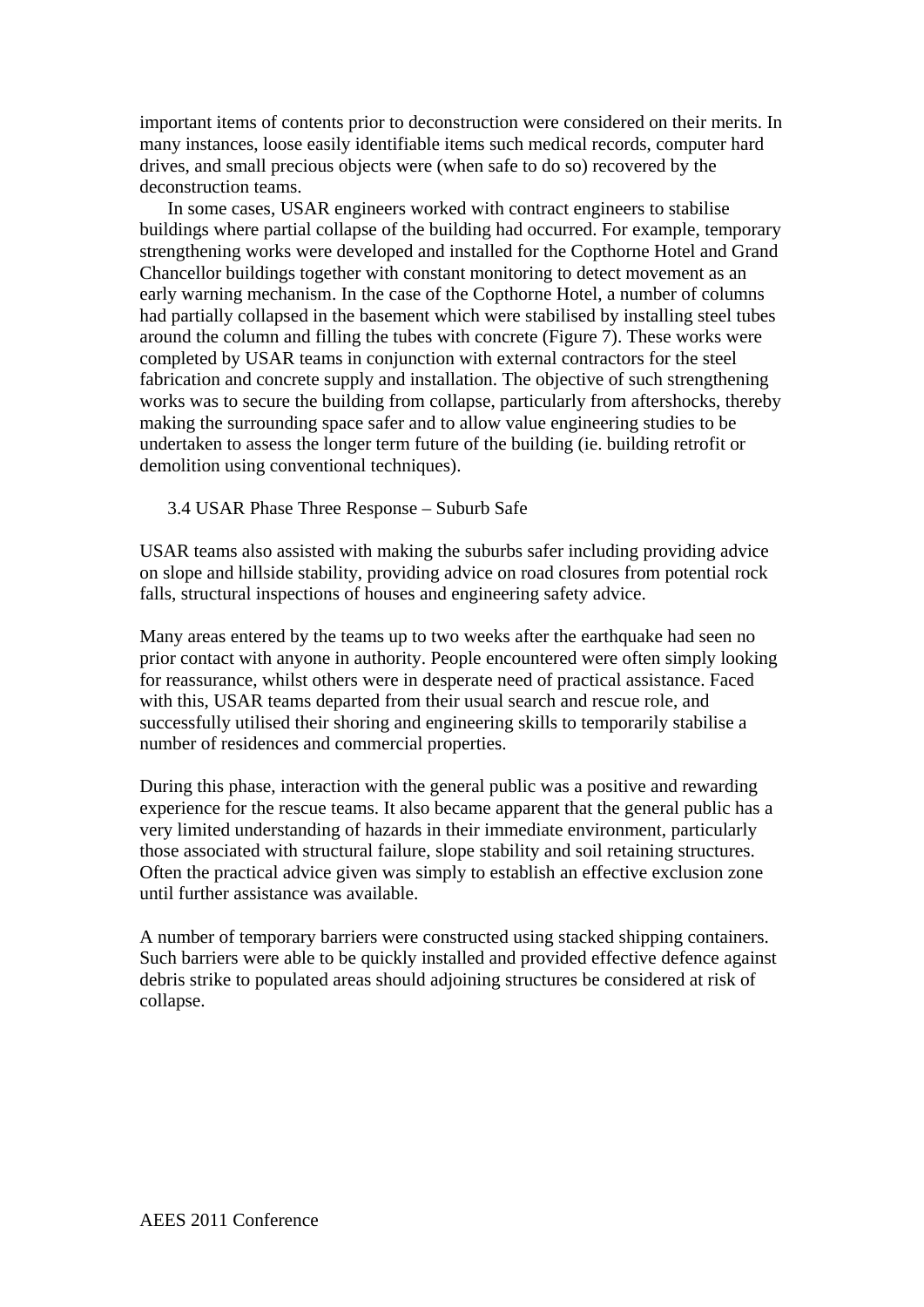important items of contents prior to deconstruction were considered on their merits. In many instances, loose easily identifiable items such medical records, computer hard drives, and small precious objects were (when safe to do so) recovered by the deconstruction teams.

In some cases, USAR engineers worked with contract engineers to stabilise buildings where partial collapse of the building had occurred. For example, temporary strengthening works were developed and installed for the Copthorne Hotel and Grand Chancellor buildings together with constant monitoring to detect movement as an early warning mechanism. In the case of the Copthorne Hotel, a number of columns had partially collapsed in the basement which were stabilised by installing steel tubes around the column and filling the tubes with concrete (Figure 7). These works were completed by USAR teams in conjunction with external contractors for the steel fabrication and concrete supply and installation. The objective of such strengthening works was to secure the building from collapse, particularly from aftershocks, thereby making the surrounding space safer and to allow value engineering studies to be undertaken to assess the longer term future of the building (ie. building retrofit or demolition using conventional techniques).

### 3.4 USAR Phase Three Response – Suburb Safe

USAR teams also assisted with making the suburbs safer including providing advice on slope and hillside stability, providing advice on road closures from potential rock falls, structural inspections of houses and engineering safety advice.

Many areas entered by the teams up to two weeks after the earthquake had seen no prior contact with anyone in authority. People encountered were often simply looking for reassurance, whilst others were in desperate need of practical assistance. Faced with this, USAR teams departed from their usual search and rescue role, and successfully utilised their shoring and engineering skills to temporarily stabilise a number of residences and commercial properties.

During this phase, interaction with the general public was a positive and rewarding experience for the rescue teams. It also became apparent that the general public has a very limited understanding of hazards in their immediate environment, particularly those associated with structural failure, slope stability and soil retaining structures. Often the practical advice given was simply to establish an effective exclusion zone until further assistance was available.

A number of temporary barriers were constructed using stacked shipping containers. Such barriers were able to be quickly installed and provided effective defence against debris strike to populated areas should adjoining structures be considered at risk of collapse.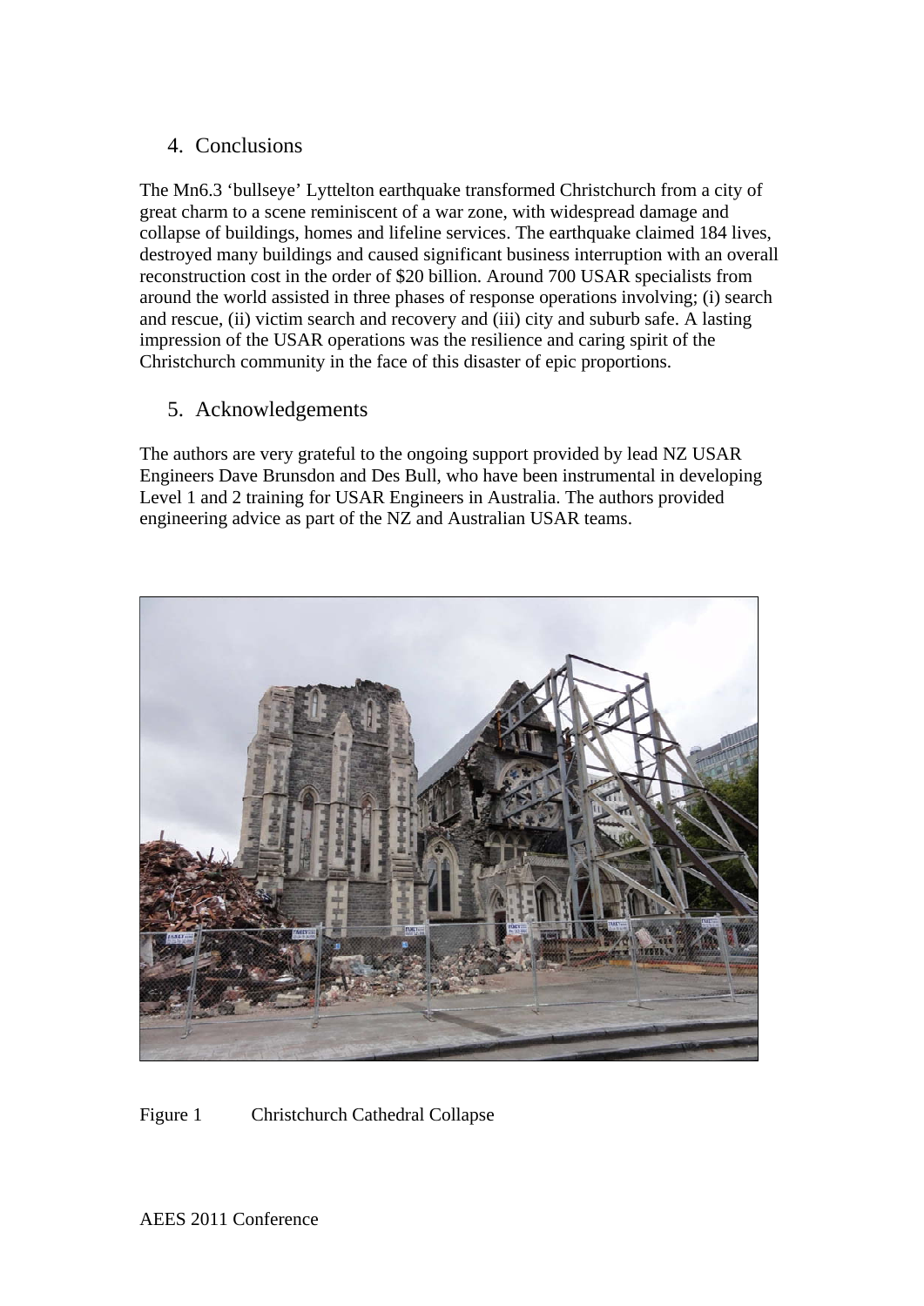## 4. Conclusions

The Mn6.3 'bullseye' Lyttelton earthquake transformed Christchurch from a city of great charm to a scene reminiscent of a war zone, with widespread damage and collapse of buildings, homes and lifeline services. The earthquake claimed 184 lives, destroyed many buildings and caused significant business interruption with an overall reconstruction cost in the order of $20 billion. Around 700 USAR specialists from around the world assisted in three phases of response operations involving; (i) search and rescue, (ii) victim search and recovery and (iii) city and suburb safe. A lasting impression of the USAR operations was the resilience and caring spirit of the Christchurch community in the face of this disaster of epic proportions.

## 5. Acknowledgements

The authors are very grateful to the ongoing support provided by lead NZ USAR Engineers Dave Brunsdon and Des Bull, who have been instrumental in developing Level 1 and 2 training for USAR Engineers in Australia. The authors provided engineering advice as part of the NZ and Australian USAR teams.

Figure 1 Christchurch Cathedral Collapse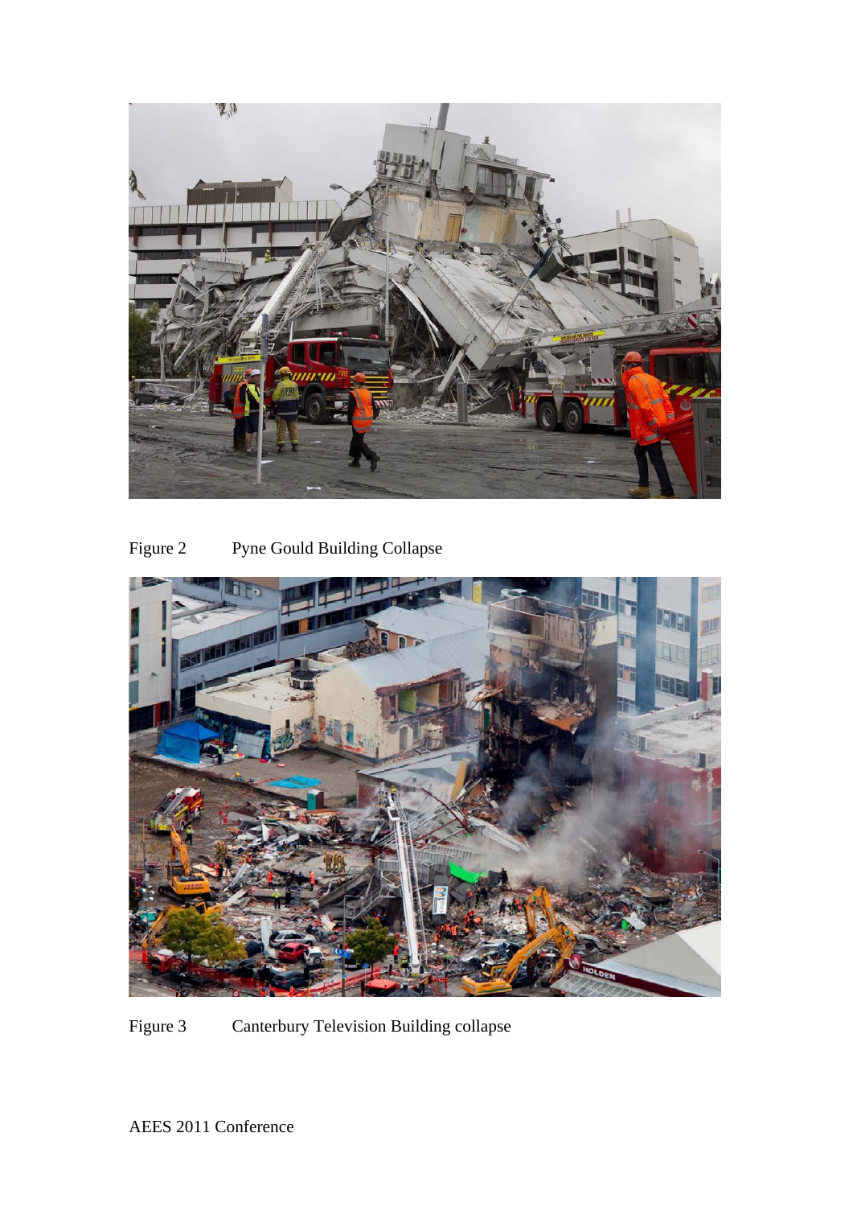Figure 2 Pyne Gould Building Collapse

Figure 3 Canterbury Television Building collapse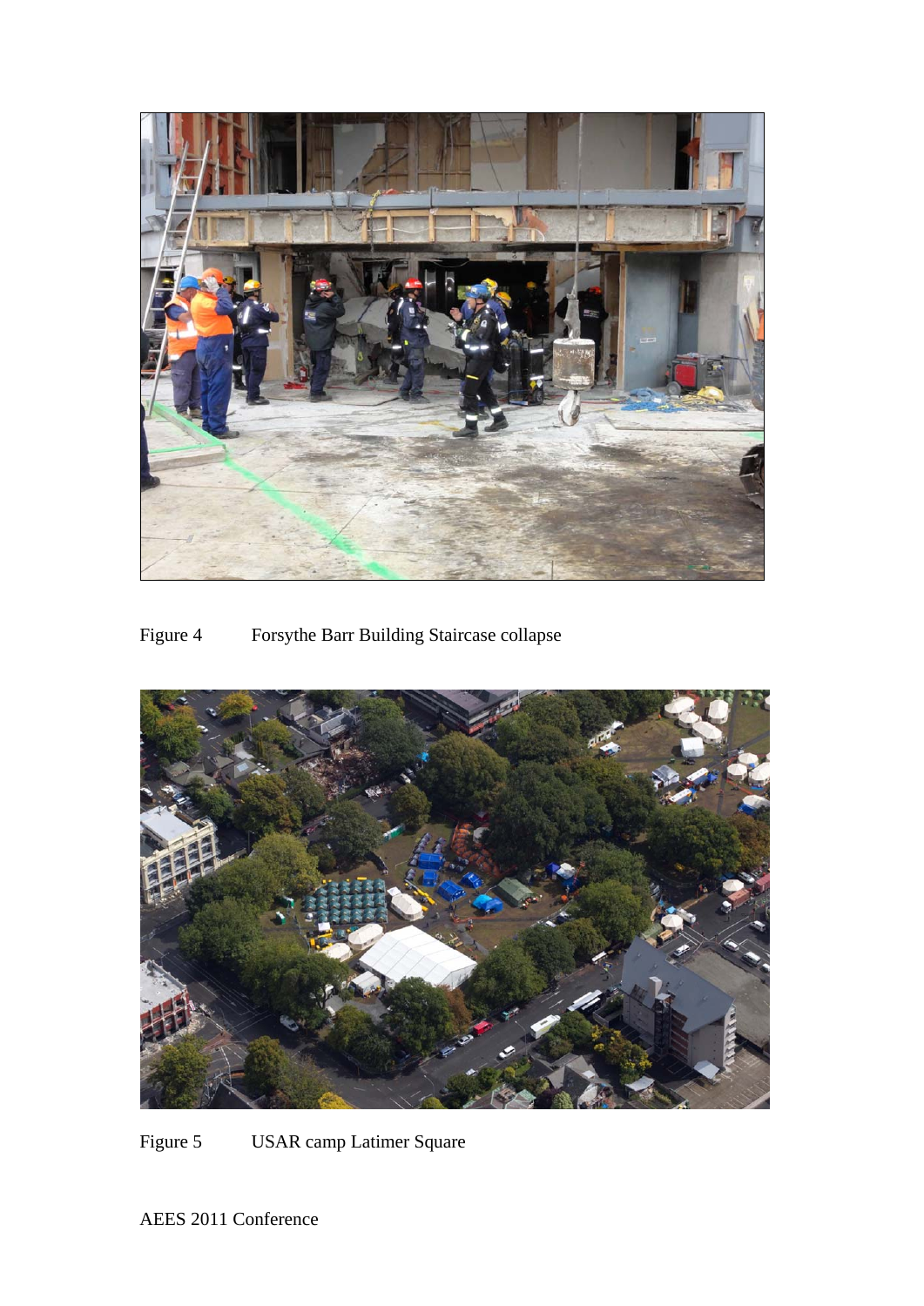Figure 4 Forsythe Barr Building Staircase collapse

Figure 5 USAR camp Latimer Square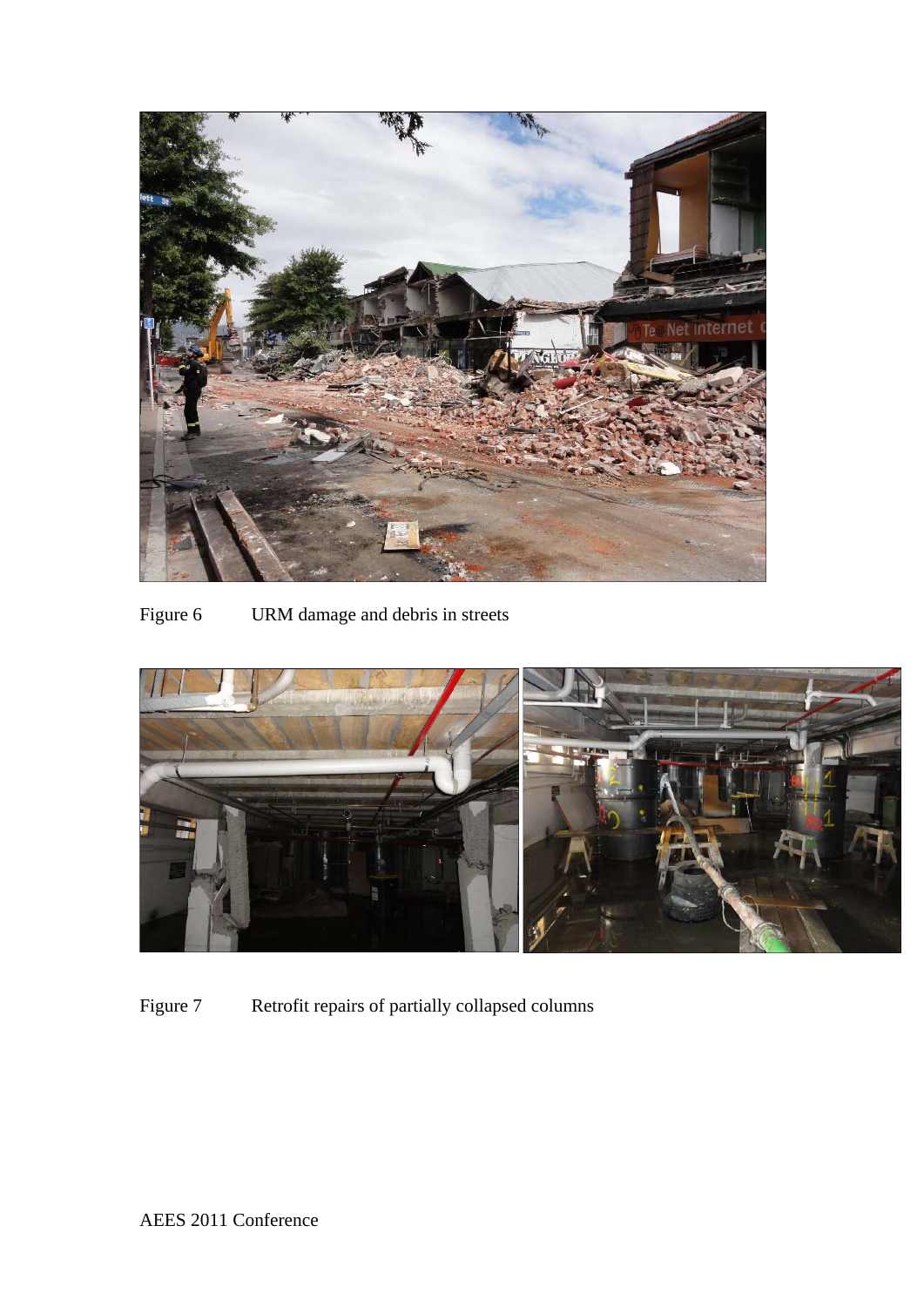Figure 6 URM damage and debris in streets

Figure 7 Retrofit repairs of partially collapsed columns